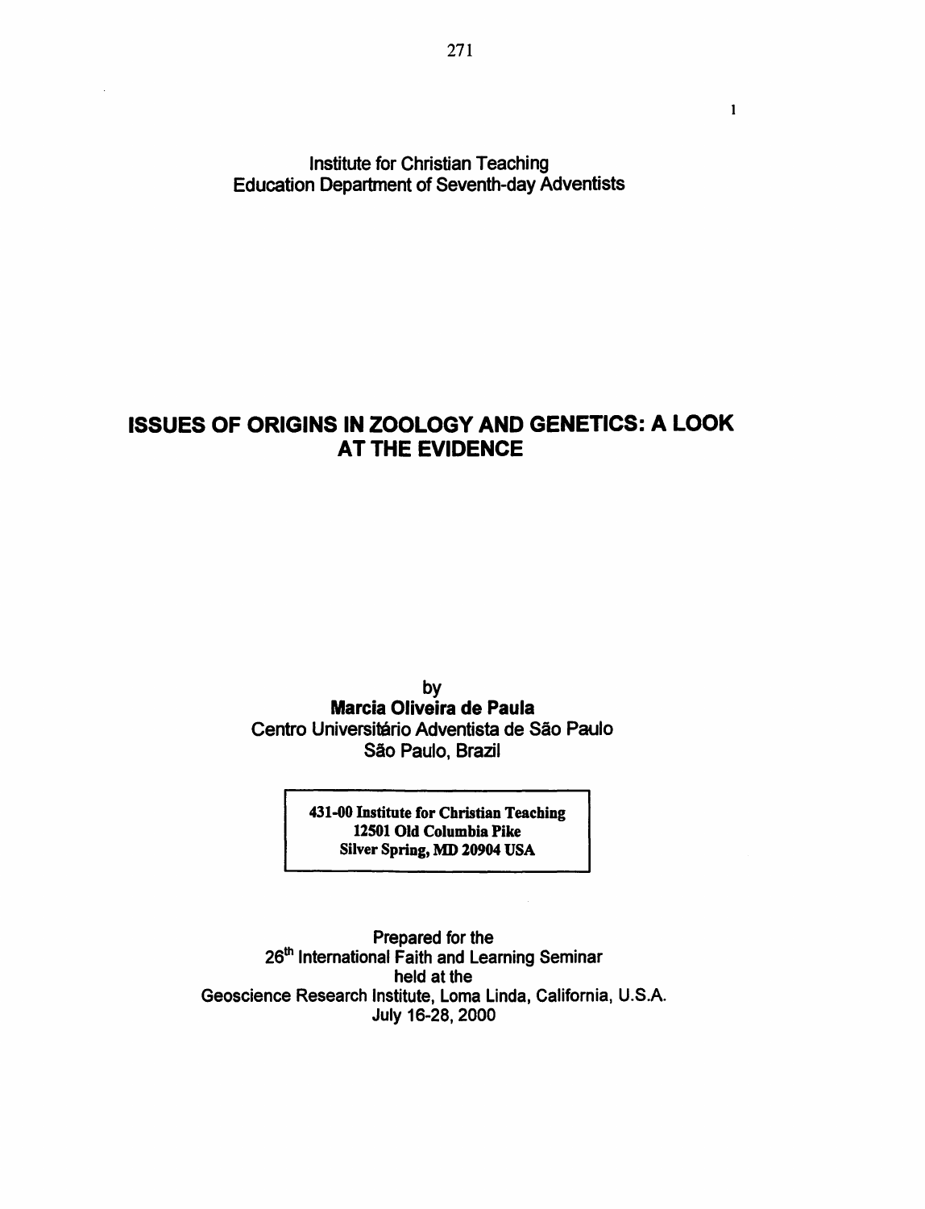Institute for Christian Teaching
Education Department of Seventh-day Adventists

# ISSUES OF ORIGINS IN ZOOLOGY AND GENETICS: A LOOK AT THE EVIDENCE

by
**Marcia Oliveira de Paula**
Centro Universitário Adventista de São Paulo
São Paulo, Brazil

**431-00 Institute for Christian Teaching**
**12501 Old Columbia Pike**
**Silver Spring, MD 20904 USA**

Prepared for the
26th International Faith and Learning Seminar
held at the
Geoscience Research Institute, Loma Linda, California, U.S.A.
July 16-28, 2000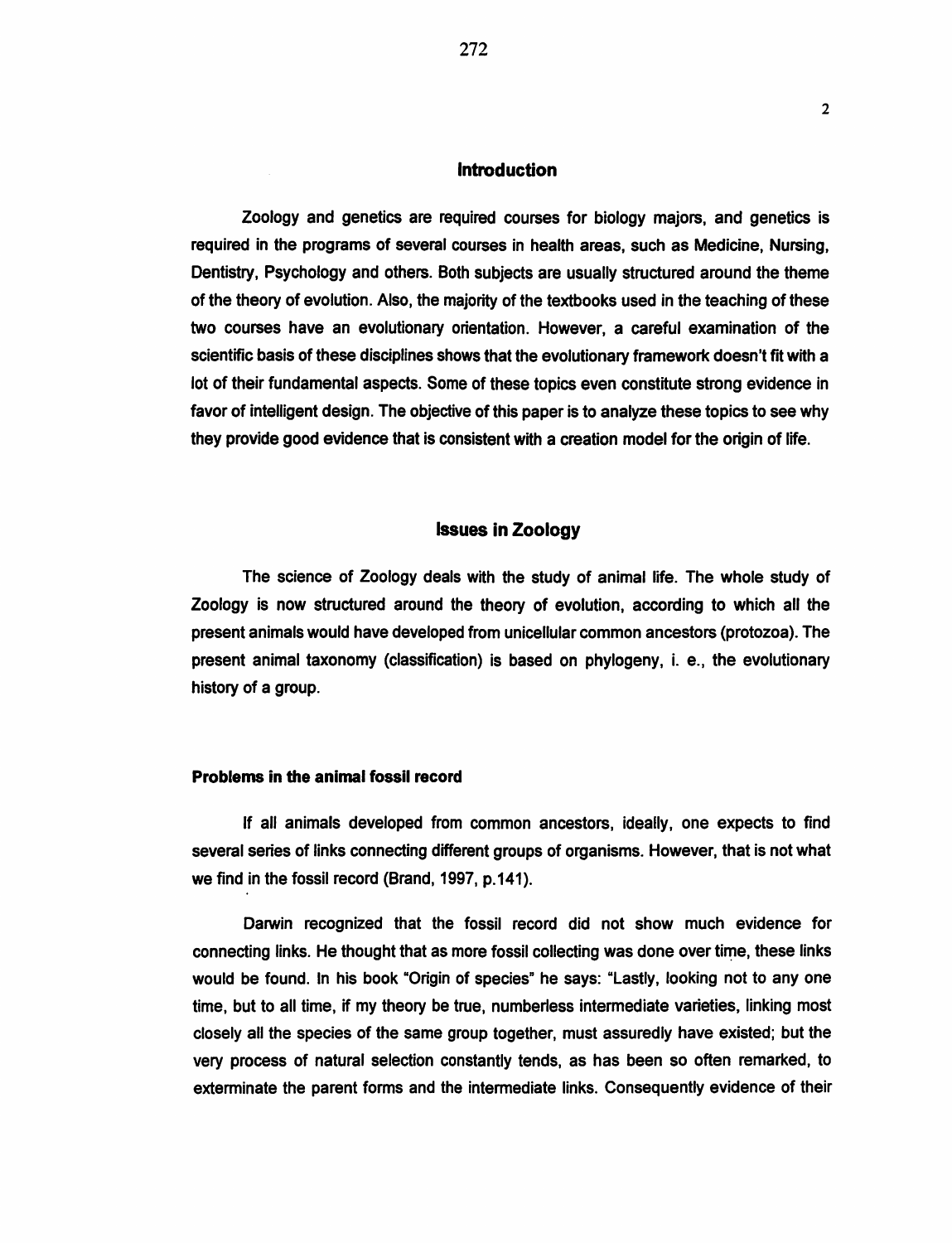## Introduction

Zoology and genetics are required courses for biology majors, and genetics is required in the programs of several courses in health areas, such as Medicine, Nursing, Dentistry, Psychology and others. Both subjects are usually structured around the theme of the theory of evolution. Also, the majority of the textbooks used in the teaching of these two courses have an evolutionary orientation. However, a careful examination of the scientific basis of these disciplines shows that the evolutionary framework doesn't fit with a lot of their fundamental aspects. Some of these topics even constitute strong evidence in favor of intelligent design. The objective of this paper is to analyze these topics to see why they provide good evidence that is consistent with a creation model for the origin of life.

## Issues in Zoology

The science of Zoology deals with the study of animal life. The whole study of Zoology is now structured around the theory of evolution, according to which all the present animals would have developed from unicellular common ancestors (protozoa). The present animal taxonomy (classification) is based on phylogeny, i. e., the evolutionary history of a group.

### Problems in the animal fossil record

If all animals developed from common ancestors, ideally, one expects to find several series of links connecting different groups of organisms. However, that is not what we find in the fossil record (Brand, 1997, p.141).

Darwin recognized that the fossil record did not show much evidence for connecting links. He thought that as more fossil collecting was done over time, these links would be found. In his book "Origin of species" he says: "Lastly, looking not to any one time, but to all time, if my theory be true, numberless intermediate varieties, linking most closely all the species of the same group together, must assuredly have existed; but the very process of natural selection constantly tends, as has been so often remarked, to exterminate the parent forms and the intermediate links. Consequently evidence of their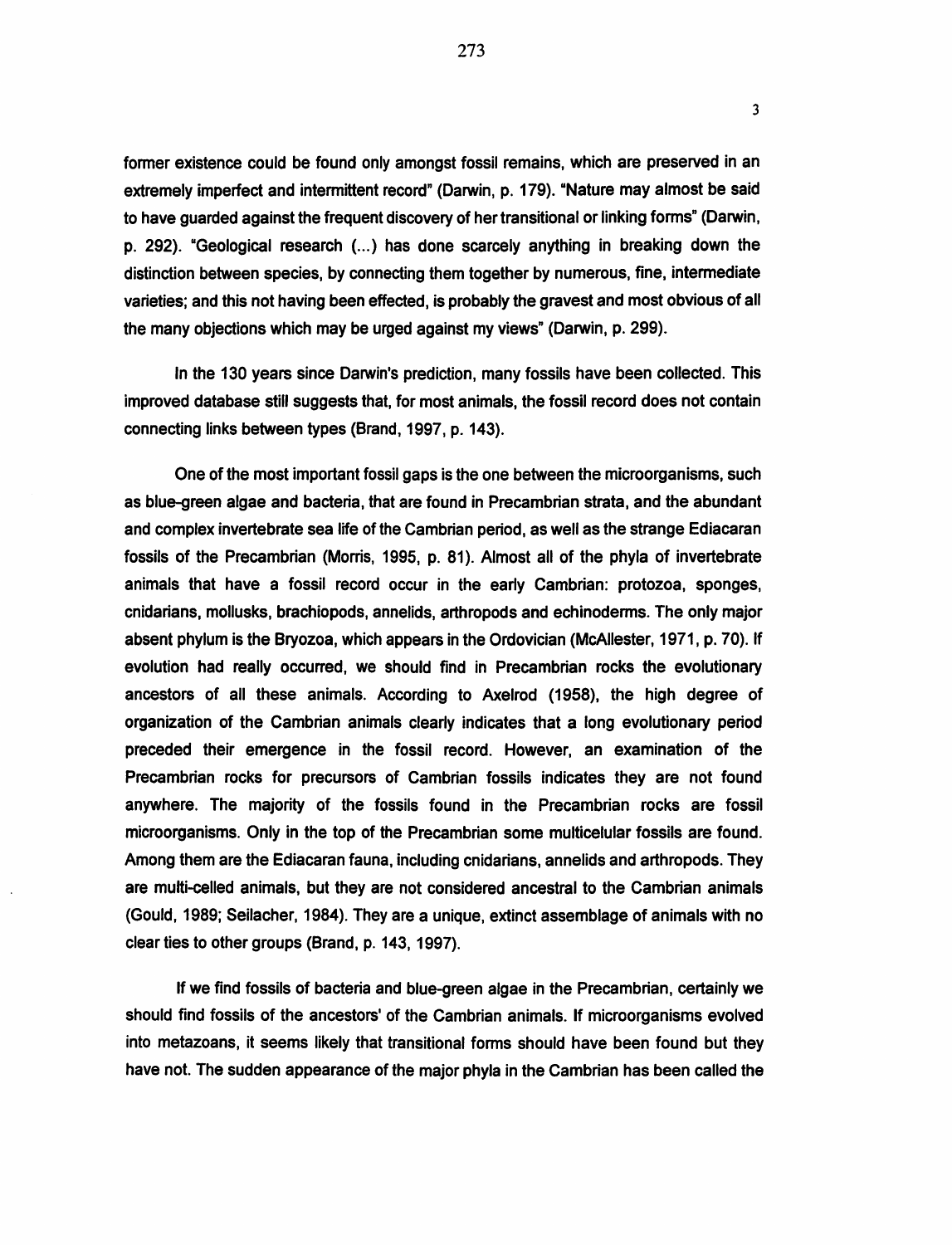former existence could be found only amongst fossil remains, which are preserved in an extremely imperfect and intermittent record" (Darwin, p. 179). "Nature may almost be said to have guarded against the frequent discovery of her transitional or linking forms" (Darwin, p. 292). "Geological research (...) has done scarcely anything in breaking down the distinction between species, by connecting them together by numerous, fine, intermediate varieties; and this not having been effected, is probably the gravest and most obvious of all the many objections which may be urged against my views" (Darwin, p. 299).

In the 130 years since Darwin's prediction, many fossils have been collected. This improved database still suggests that, for most animals, the fossil record does not contain connecting links between types (Brand, 1997, p. 143).

One of the most important fossil gaps is the one between the microorganisms, such as blue-green algae and bacteria, that are found in Precambrian strata, and the abundant and complex invertebrate sea life of the Cambrian period, as well as the strange Ediacaran fossils of the Precambrian (Morris, 1995, p. 81). Almost all of the phyla of invertebrate animals that have a fossil record occur in the early Cambrian: protozoa, sponges, cnidarians, mollusks, brachiopods, annelids, arthropods and echinoderms. The only major absent phylum is the Bryozoa, which appears in the Ordovician (McAllester, 1971, p. 70). If evolution had really occurred, we should find in Precambrian rocks the evolutionary ancestors of all these animals. According to Axelrod (1958), the high degree of organization of the Cambrian animals clearly indicates that a long evolutionary period preceded their emergence in the fossil record. However, an examination of the Precambrian rocks for precursors of Cambrian fossils indicates they are not found anywhere. The majority of the fossils found in the Precambrian rocks are fossil microorganisms. Only in the top of the Precambrian some multicelular fossils are found. Among them are the Ediacaran fauna, including cnidarians, annelids and arthropods. They are multi-celled animals, but they are not considered ancestral to the Cambrian animals (Gould, 1989; Seilacher, 1984). They are a unique, extinct assemblage of animals with no clear ties to other groups (Brand, p. 143, 1997).

If we find fossils of bacteria and blue-green algae in the Precambrian, certainly we should find fossils of the ancestors' of the Cambrian animals. If microorganisms evolved into metazoans, it seems likely that transitional forms should have been found but they have not. The sudden appearance of the major phyla in the Cambrian has been called the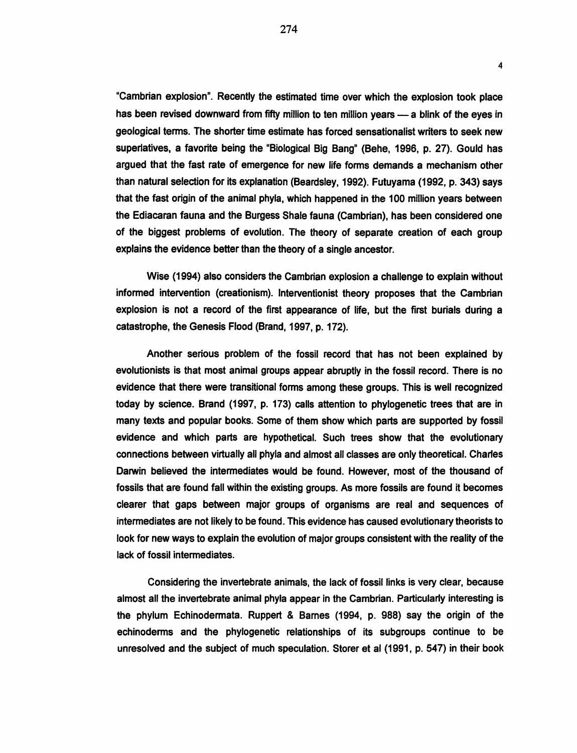"Cambrian explosion". Recently the estimated time over which the explosion took place has been revised downward from fifty million to ten million years — a blink of the eyes in geological terms. The shorter time estimate has forced sensationalist writers to seek new superlatives, a favorite being the "Biological Big Bang" (Behe, 1996, p. 27). Gould has argued that the fast rate of emergence for new life forms demands a mechanism other than natural selection for its explanation (Beardsley, 1992). Futuyama (1992, p. 343) says that the fast origin of the animal phyla, which happened in the 100 million years between the Ediacaran fauna and the Burgess Shale fauna (Cambrian), has been considered one of the biggest problems of evolution. The theory of separate creation of each group explains the evidence better than the theory of a single ancestor.

Wise (1994) also considers the Cambrian explosion a challenge to explain without informed intervention (creationism). Interventionist theory proposes that the Cambrian explosion is not a record of the first appearance of life, but the first burials during a catastrophe, the Genesis Flood (Brand, 1997, p. 172).

Another serious problem of the fossil record that has not been explained by evolutionists is that most animal groups appear abruptly in the fossil record. There is no evidence that there were transitional forms among these groups. This is well recognized today by science. Brand (1997, p. 173) calls attention to phylogenetic trees that are in many texts and popular books. Some of them show which parts are supported by fossil evidence and which parts are hypothetical. Such trees show that the evolutionary connections between virtually all phyla and almost all classes are only theoretical. Charles Darwin believed the intermediates would be found. However, most of the thousand of fossils that are found fall within the existing groups. As more fossils are found it becomes clearer that gaps between major groups of organisms are real and sequences of intermediates are not likely to be found. This evidence has caused evolutionary theorists to look for new ways to explain the evolution of major groups consistent with the reality of the lack of fossil intermediates.

Considering the invertebrate animals, the lack of fossil links is very clear, because almost all the invertebrate animal phyla appear in the Cambrian. Particularly interesting is the phylum Echinodermata. Ruppert & Barnes (1994, p. 988) say the origin of the echinoderms and the phylogenetic relationships of its subgroups continue to be unresolved and the subject of much speculation. Storer et al (1991, p. 547) in their book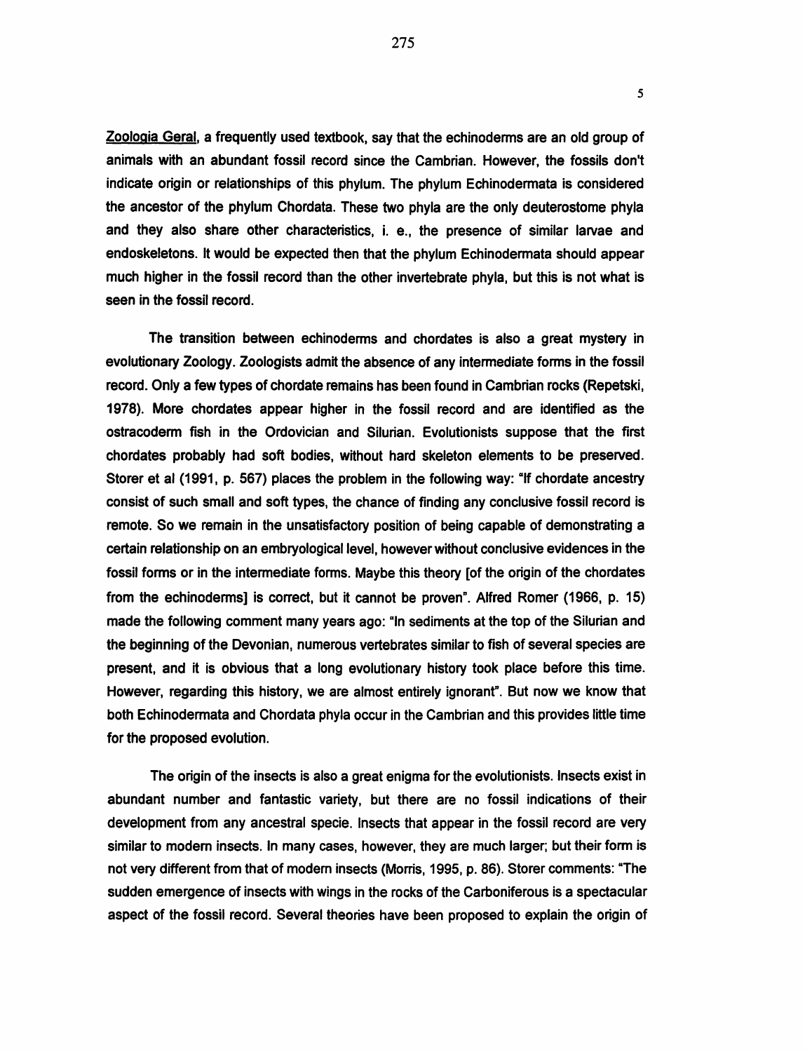Zoologia Geral, a frequently used textbook, say that the echinoderms are an old group of animals with an abundant fossil record since the Cambrian. However, the fossils don't indicate origin or relationships of this phylum. The phylum Echinodermata is considered the ancestor of the phylum Chordata. These two phyla are the only deuterostome phyla and they also share other characteristics, i. e., the presence of similar larvae and endoskeletons. It would be expected then that the phylum Echinodermata should appear much higher in the fossil record than the other invertebrate phyla, but this is not what is seen in the fossil record.

The transition between echinoderms and chordates is also a great mystery in evolutionary Zoology. Zoologists admit the absence of any intermediate forms in the fossil record. Only a few types of chordate remains has been found in Cambrian rocks (Repetski, 1978). More chordates appear higher in the fossil record and are identified as the ostracoderm fish in the Ordovician and Silurian. Evolutionists suppose that the first chordates probably had soft bodies, without hard skeleton elements to be preserved. Storer et al (1991, p. 567) places the problem in the following way: "If chordate ancestry consist of such small and soft types, the chance of finding any conclusive fossil record is remote. So we remain in the unsatisfactory position of being capable of demonstrating a certain relationship on an embryological level, however without conclusive evidences in the fossil forms or in the intermediate forms. Maybe this theory [of the origin of the chordates from the echinoderms] is correct, but it cannot be proven". Alfred Romer (1966, p. 15) made the following comment many years ago: "In sediments at the top of the Silurian and the beginning of the Devonian, numerous vertebrates similar to fish of several species are present, and it is obvious that a long evolutionary history took place before this time. However, regarding this history, we are almost entirely ignorant". But now we know that both Echinodermata and Chordata phyla occur in the Cambrian and this provides little time for the proposed evolution.

The origin of the insects is also a great enigma for the evolutionists. Insects exist in abundant number and fantastic variety, but there are no fossil indications of their development from any ancestral specie. Insects that appear in the fossil record are very similar to modern insects. In many cases, however, they are much larger; but their form is not very different from that of modern insects (Morris, 1995, p. 86). Storer comments: "The sudden emergence of insects with wings in the rocks of the Carboniferous is a spectacular aspect of the fossil record. Several theories have been proposed to explain the origin of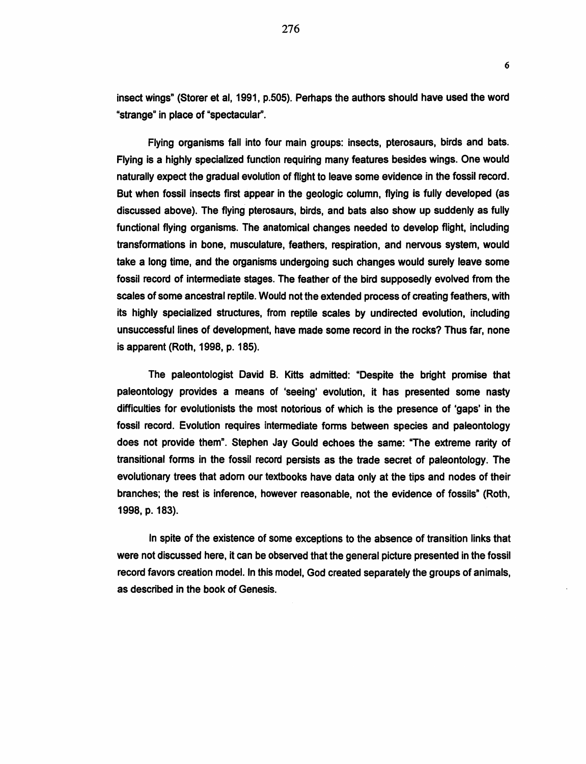insect wings" (Storer et al, 1991, p.505). Perhaps the authors should have used the word "strange" in place of "spectacular".

Flying organisms fall into four main groups: insects, pterosaurs, birds and bats. Flying is a highly specialized function requiring many features besides wings. One would naturally expect the gradual evolution of flight to leave some evidence in the fossil record. But when fossil insects first appear in the geologic column, flying is fully developed (as discussed above). The flying pterosaurs, birds, and bats also show up suddenly as fully functional flying organisms. The anatomical changes needed to develop flight, including transformations in bone, musculature, feathers, respiration, and nervous system, would take a long time, and the organisms undergoing such changes would surely leave some fossil record of intermediate stages. The feather of the bird supposedly evolved from the scales of some ancestral reptile. Would not the extended process of creating feathers, with its highly specialized structures, from reptile scales by undirected evolution, including unsuccessful lines of development, have made some record in the rocks? Thus far, none is apparent (Roth, 1998, p. 185).

The paleontologist David B. Kitts admitted: "Despite the bright promise that paleontology provides a means of 'seeing' evolution, it has presented some nasty difficulties for evolutionists the most notorious of which is the presence of 'gaps' in the fossil record. Evolution requires intermediate forms between species and paleontology does not provide them". Stephen Jay Gould echoes the same: "The extreme rarity of transitional forms in the fossil record persists as the trade secret of paleontology. The evolutionary trees that adorn our textbooks have data only at the tips and nodes of their branches; the rest is inference, however reasonable, not the evidence of fossils" (Roth, 1998, p. 183).

In spite of the existence of some exceptions to the absence of transition links that were not discussed here, it can be observed that the general picture presented in the fossil record favors creation model. In this model, God created separately the groups of animals, as described in the book of Genesis.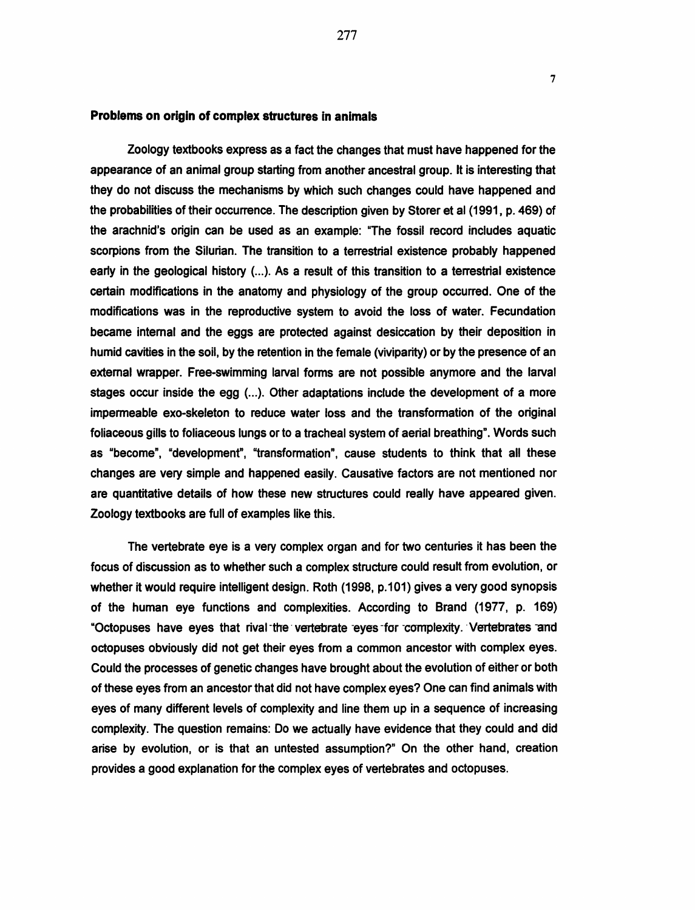**Problems on origin of complex structures in animals**

Zoology textbooks express as a fact the changes that must have happened for the appearance of an animal group starting from another ancestral group. It is interesting that they do not discuss the mechanisms by which such changes could have happened and the probabilities of their occurrence. The description given by Storer et al (1991, p. 469) of the arachnid's origin can be used as an example: "The fossil record includes aquatic scorpions from the Silurian. The transition to a terrestrial existence probably happened early in the geological history (...). As a result of this transition to a terrestrial existence certain modifications in the anatomy and physiology of the group occurred. One of the modifications was in the reproductive system to avoid the loss of water. Fecundation became internal and the eggs are protected against desiccation by their deposition in humid cavities in the soil, by the retention in the female (viviparity) or by the presence of an external wrapper. Free-swimming larval forms are not possible anymore and the larval stages occur inside the egg (...). Other adaptations include the development of a more impermeable exo-skeleton to reduce water loss and the transformation of the original foliaceous gills to foliaceous lungs or to a tracheal system of aerial breathing". Words such as "become", "development", "transformation", cause students to think that all these changes are very simple and happened easily. Causative factors are not mentioned nor are quantitative details of how these new structures could really have appeared given. Zoology textbooks are full of examples like this.

The vertebrate eye is a very complex organ and for two centuries it has been the focus of discussion as to whether such a complex structure could result from evolution, or whether it would require intelligent design. Roth (1998, p.101) gives a very good synopsis of the human eye functions and complexities. According to Brand (1977, p. 169) "Octopuses have eyes that rival the vertebrate eyes for complexity. Vertebrates and octopuses obviously did not get their eyes from a common ancestor with complex eyes. Could the processes of genetic changes have brought about the evolution of either or both of these eyes from an ancestor that did not have complex eyes? One can find animals with eyes of many different levels of complexity and line them up in a sequence of increasing complexity. The question remains: Do we actually have evidence that they could and did arise by evolution, or is that an untested assumption?" On the other hand, creation provides a good explanation for the complex eyes of vertebrates and octopuses.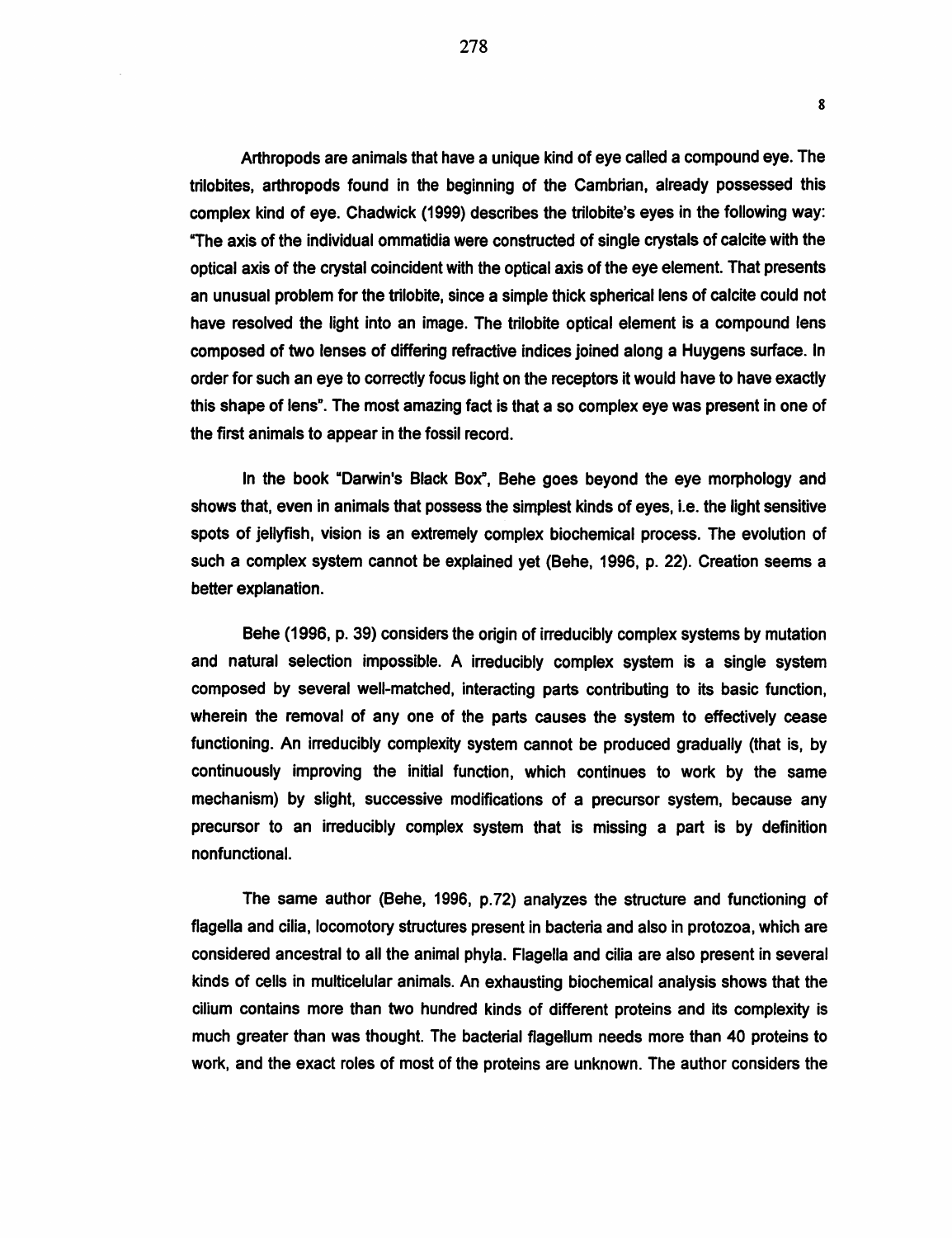Arthropods are animals that have a unique kind of eye called a compound eye. The trilobites, arthropods found in the beginning of the Cambrian, already possessed this complex kind of eye. Chadwick (1999) describes the trilobite's eyes in the following way: "The axis of the individual ommatidia were constructed of single crystals of calcite with the optical axis of the crystal coincident with the optical axis of the eye element. That presents an unusual problem for the trilobite, since a simple thick spherical lens of calcite could not have resolved the light into an image. The trilobite optical element is a compound lens composed of two lenses of differing refractive indices joined along a Huygens surface. In order for such an eye to correctly focus light on the receptors it would have to have exactly this shape of lens". The most amazing fact is that a so complex eye was present in one of the first animals to appear in the fossil record.

In the book "Darwin's Black Box", Behe goes beyond the eye morphology and shows that, even in animals that possess the simplest kinds of eyes, i.e. the light sensitive spots of jellyfish, vision is an extremely complex biochemical process. The evolution of such a complex system cannot be explained yet (Behe, 1996, p. 22). Creation seems a better explanation.

Behe (1996, p. 39) considers the origin of irreducibly complex systems by mutation and natural selection impossible. A irreducibly complex system is a single system composed by several well-matched, interacting parts contributing to its basic function, wherein the removal of any one of the parts causes the system to effectively cease functioning. An irreducibly complexity system cannot be produced gradually (that is, by continuously improving the initial function, which continues to work by the same mechanism) by slight, successive modifications of a precursor system, because any precursor to an irreducibly complex system that is missing a part is by definition nonfunctional.

The same author (Behe, 1996, p.72) analyzes the structure and functioning of flagella and cilia, locomotory structures present in bacteria and also in protozoa, which are considered ancestral to all the animal phyla. Flagella and cilia are also present in several kinds of cells in multicelular animals. An exhausting biochemical analysis shows that the cilium contains more than two hundred kinds of different proteins and its complexity is much greater than was thought. The bacterial flagellum needs more than 40 proteins to work, and the exact roles of most of the proteins are unknown. The author considers the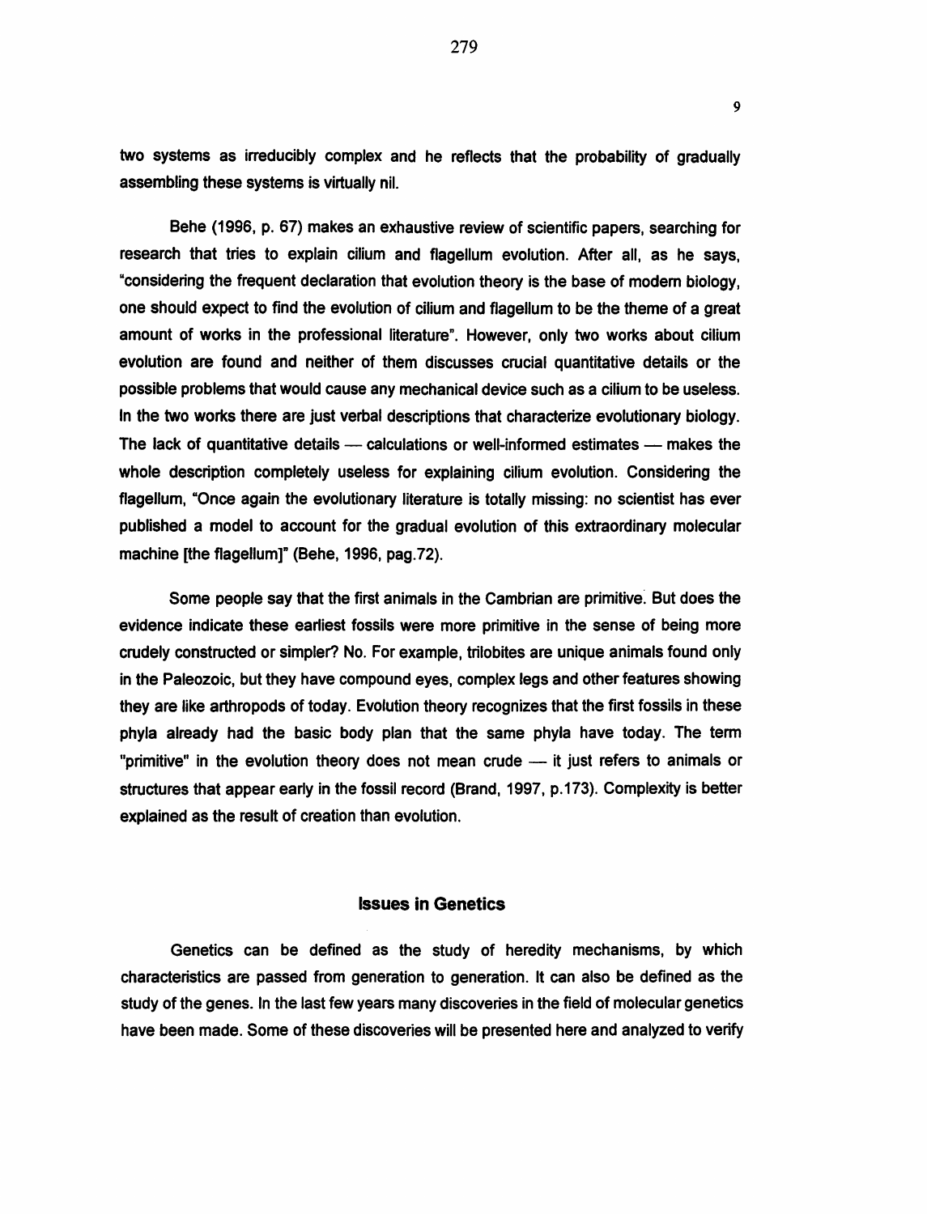two systems as irreducibly complex and he reflects that the probability of gradually assembling these systems is virtually nil.

Behe (1996, p. 67) makes an exhaustive review of scientific papers, searching for research that tries to explain cilium and flagellum evolution. After all, as he says, "considering the frequent declaration that evolution theory is the base of modern biology, one should expect to find the evolution of cilium and flagellum to be the theme of a great amount of works in the professional literature". However, only two works about cilium evolution are found and neither of them discusses crucial quantitative details or the possible problems that would cause any mechanical device such as a cilium to be useless. In the two works there are just verbal descriptions that characterize evolutionary biology. The lack of quantitative details — calculations or well-informed estimates — makes the whole description completely useless for explaining cilium evolution. Considering the flagellum, "Once again the evolutionary literature is totally missing: no scientist has ever published a model to account for the gradual evolution of this extraordinary molecular machine [the flagellum]" (Behe, 1996, pag.72).

Some people say that the first animals in the Cambrian are primitive. But does the evidence indicate these earliest fossils were more primitive in the sense of being more crudely constructed or simpler? No. For example, trilobites are unique animals found only in the Paleozoic, but they have compound eyes, complex legs and other features showing they are like arthropods of today. Evolution theory recognizes that the first fossils in these phyla already had the basic body plan that the same phyla have today. The term "primitive" in the evolution theory does not mean crude — it just refers to animals or structures that appear early in the fossil record (Brand, 1997, p.173). Complexity is better explained as the result of creation than evolution.

## Issues in Genetics

Genetics can be defined as the study of heredity mechanisms, by which characteristics are passed from generation to generation. It can also be defined as the study of the genes. In the last few years many discoveries in the field of molecular genetics have been made. Some of these discoveries will be presented here and analyzed to verify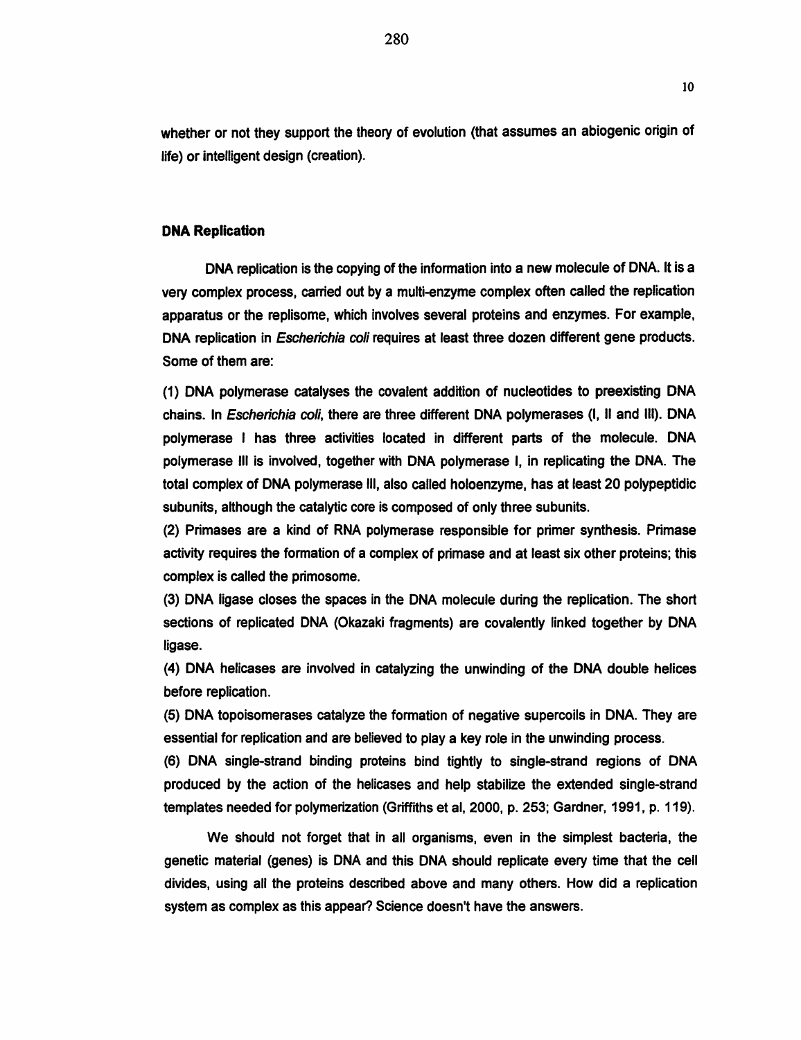whether or not they support the theory of evolution (that assumes an abiogenic origin of life) or intelligent design (creation).

## DNA Replication

DNA replication is the copying of the information into a new molecule of DNA. It is a very complex process, carried out by a multi-enzyme complex often called the replication apparatus or the replisome, which involves several proteins and enzymes. For example, DNA replication in *Escherichia coli* requires at least three dozen different gene products. Some of them are:

(1) DNA polymerase catalyses the covalent addition of nucleotides to preexisting DNA chains. In *Escherichia coli*, there are three different DNA polymerases (I, II and III). DNA polymerase I has three activities located in different parts of the molecule. DNA polymerase III is involved, together with DNA polymerase I, in replicating the DNA. The total complex of DNA polymerase III, also called holoenzyme, has at least 20 polypeptidic subunits, although the catalytic core is composed of only three subunits.

(2) Primases are a kind of RNA polymerase responsible for primer synthesis. Primase activity requires the formation of a complex of primase and at least six other proteins; this complex is called the primosome.

(3) DNA ligase closes the spaces in the DNA molecule during the replication. The short sections of replicated DNA (Okazaki fragments) are covalently linked together by DNA ligase.

(4) DNA helicases are involved in catalyzing the unwinding of the DNA double helices before replication.

(5) DNA topoisomerases catalyze the formation of negative supercoils in DNA. They are essential for replication and are believed to play a key role in the unwinding process.

(6) DNA single-strand binding proteins bind tightly to single-strand regions of DNA produced by the action of the helicases and help stabilize the extended single-strand templates needed for polymerization (Griffiths et al, 2000, p. 253; Gardner, 1991, p. 119).

We should not forget that in all organisms, even in the simplest bacteria, the genetic material (genes) is DNA and this DNA should replicate every time that the cell divides, using all the proteins described above and many others. How did a replication system as complex as this appear? Science doesn't have the answers.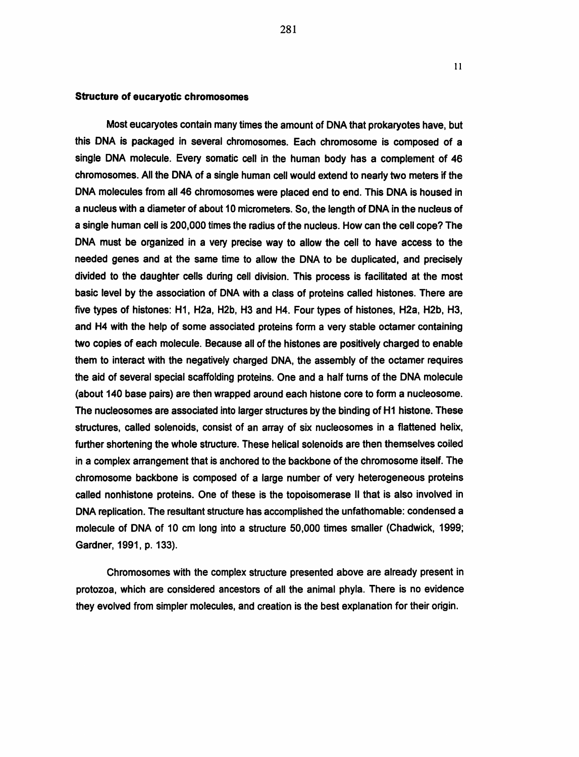**Structure of eucaryotic chromosomes**

Most eucaryotes contain many times the amount of DNA that prokaryotes have, but this DNA is packaged in several chromosomes. Each chromosome is composed of a single DNA molecule. Every somatic cell in the human body has a complement of 46 chromosomes. All the DNA of a single human cell would extend to nearly two meters if the DNA molecules from all 46 chromosomes were placed end to end. This DNA is housed in a nucleus with a diameter of about 10 micrometers. So, the length of DNA in the nucleus of a single human cell is 200,000 times the radius of the nucleus. How can the cell cope? The DNA must be organized in a very precise way to allow the cell to have access to the needed genes and at the same time to allow the DNA to be duplicated, and precisely divided to the daughter cells during cell division. This process is facilitated at the most basic level by the association of DNA with a class of proteins called histones. There are five types of histones: H1, H2a, H2b, H3 and H4. Four types of histones, H2a, H2b, H3, and H4 with the help of some associated proteins form a very stable octamer containing two copies of each molecule. Because all of the histones are positively charged to enable them to interact with the negatively charged DNA, the assembly of the octamer requires the aid of several special scaffolding proteins. One and a half turns of the DNA molecule (about 140 base pairs) are then wrapped around each histone core to form a nucleosome. The nucleosomes are associated into larger structures by the binding of H1 histone. These structures, called solenoids, consist of an array of six nucleosomes in a flattened helix, further shortening the whole structure. These helical solenoids are then themselves coiled in a complex arrangement that is anchored to the backbone of the chromosome itself. The chromosome backbone is composed of a large number of very heterogeneous proteins called nonhistone proteins. One of these is the topoisomerase II that is also involved in DNA replication. The resultant structure has accomplished the unfathomable: condensed a molecule of DNA of 10 cm long into a structure 50,000 times smaller (Chadwick, 1999; Gardner, 1991, p. 133).

Chromosomes with the complex structure presented above are already present in protozoa, which are considered ancestors of all the animal phyla. There is no evidence they evolved from simpler molecules, and creation is the best explanation for their origin.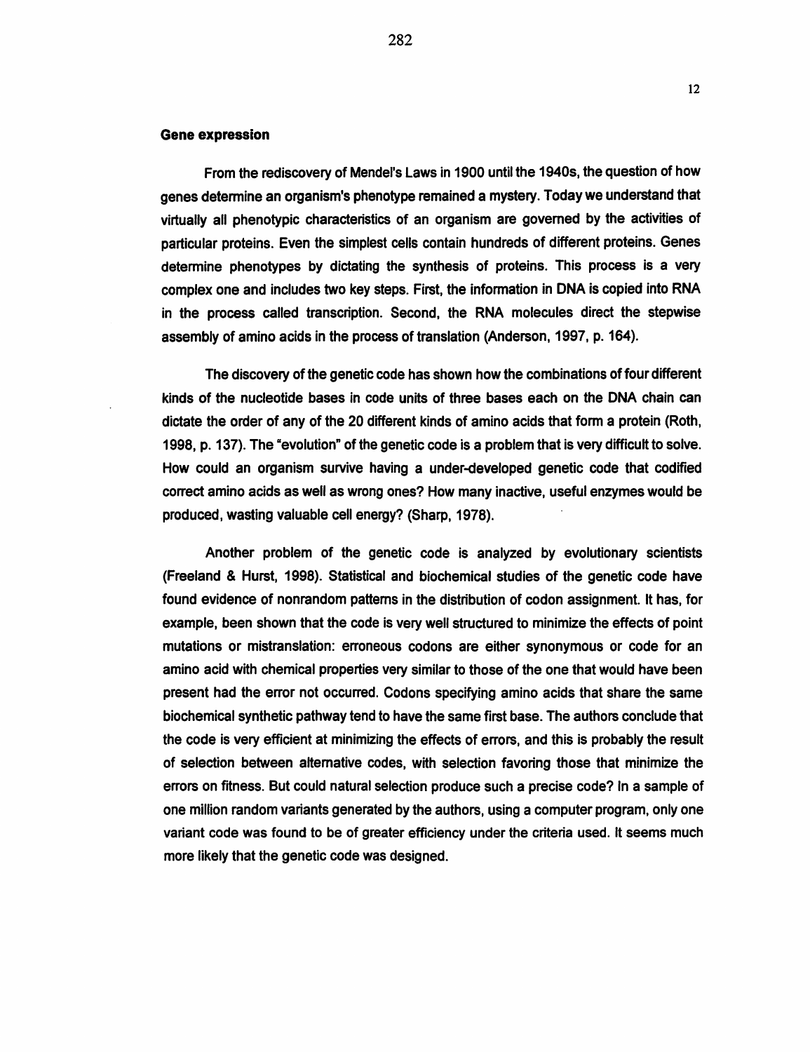### Gene expression

From the rediscovery of Mendel's Laws in 1900 until the 1940s, the question of how genes determine an organism's phenotype remained a mystery. Today we understand that virtually all phenotypic characteristics of an organism are governed by the activities of particular proteins. Even the simplest cells contain hundreds of different proteins. Genes determine phenotypes by dictating the synthesis of proteins. This process is a very complex one and includes two key steps. First, the information in DNA is copied into RNA in the process called transcription. Second, the RNA molecules direct the stepwise assembly of amino acids in the process of translation (Anderson, 1997, p. 164).

The discovery of the genetic code has shown how the combinations of four different kinds of the nucleotide bases in code units of three bases each on the DNA chain can dictate the order of any of the 20 different kinds of amino acids that form a protein (Roth, 1998, p. 137). The "evolution" of the genetic code is a problem that is very difficult to solve. How could an organism survive having a under-developed genetic code that codified correct amino acids as well as wrong ones? How many inactive, useful enzymes would be produced, wasting valuable cell energy? (Sharp, 1978).

Another problem of the genetic code is analyzed by evolutionary scientists (Freeland & Hurst, 1998). Statistical and biochemical studies of the genetic code have found evidence of nonrandom patterns in the distribution of codon assignment. It has, for example, been shown that the code is very well structured to minimize the effects of point mutations or mistranslation: erroneous codons are either synonymous or code for an amino acid with chemical properties very similar to those of the one that would have been present had the error not occurred. Codons specifying amino acids that share the same biochemical synthetic pathway tend to have the same first base. The authors conclude that the code is very efficient at minimizing the effects of errors, and this is probably the result of selection between alternative codes, with selection favoring those that minimize the errors on fitness. But could natural selection produce such a precise code? In a sample of one million random variants generated by the authors, using a computer program, only one variant code was found to be of greater efficiency under the criteria used. It seems much more likely that the genetic code was designed.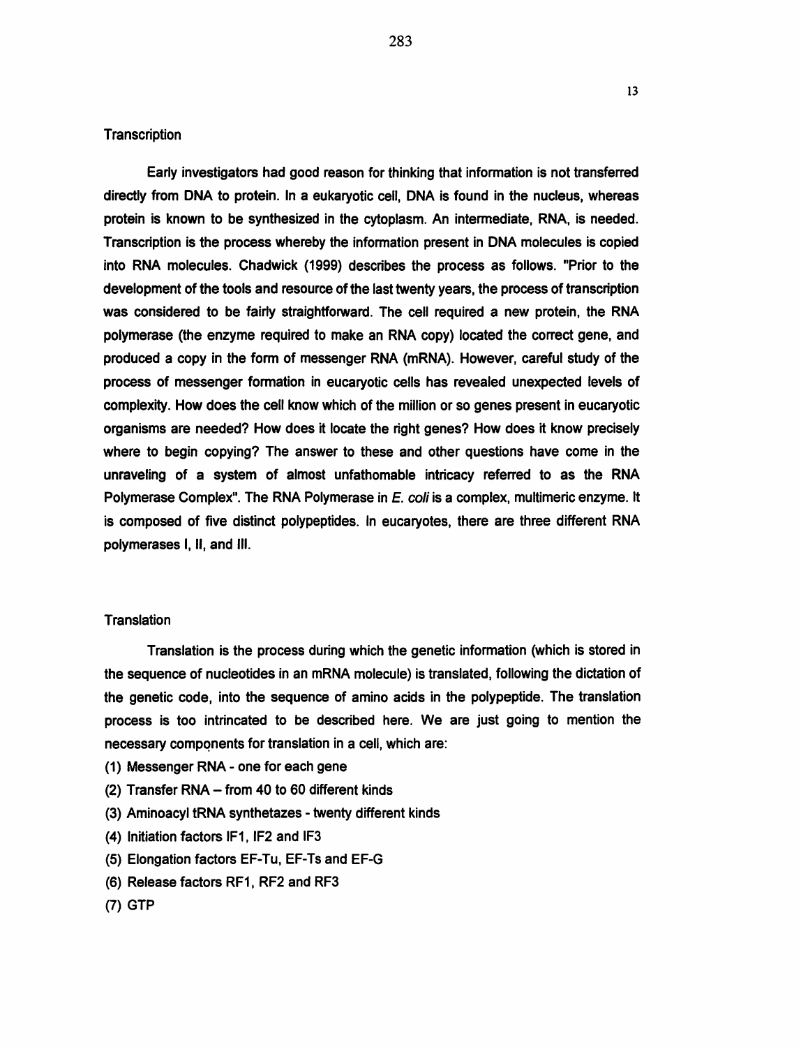## Transcription

Early investigators had good reason for thinking that information is not transferred directly from DNA to protein. In a eukaryotic cell, DNA is found in the nucleus, whereas protein is known to be synthesized in the cytoplasm. An intermediate, RNA, is needed. Transcription is the process whereby the information present in DNA molecules is copied into RNA molecules. Chadwick (1999) describes the process as follows. "Prior to the development of the tools and resource of the last twenty years, the process of transcription was considered to be fairly straightforward. The cell required a new protein, the RNA polymerase (the enzyme required to make an RNA copy) located the correct gene, and produced a copy in the form of messenger RNA (mRNA). However, careful study of the process of messenger formation in eucaryotic cells has revealed unexpected levels of complexity. How does the cell know which of the million or so genes present in eucaryotic organisms are needed? How does it locate the right genes? How does it know precisely where to begin copying? The answer to these and other questions have come in the unraveling of a system of almost unfathomable intricacy referred to as the RNA Polymerase Complex". The RNA Polymerase in *E. coli* is a complex, multimeric enzyme. It is composed of five distinct polypeptides. In eucaryotes, there are three different RNA polymerases I, II, and III.

## Translation

Translation is the process during which the genetic information (which is stored in the sequence of nucleotides in an mRNA molecule) is translated, following the dictation of the genetic code, into the sequence of amino acids in the polypeptide. The translation process is too intrincated to be described here. We are just going to mention the necessary components for translation in a cell, which are:

(1) Messenger RNA - one for each gene
(2) Transfer RNA – from 40 to 60 different kinds
(3) Aminoacyl tRNA synthetazes - twenty different kinds
(4) Initiation factors IF1, IF2 and IF3
(5) Elongation factors EF-Tu, EF-Ts and EF-G
(6) Release factors RF1, RF2 and RF3
(7) GTP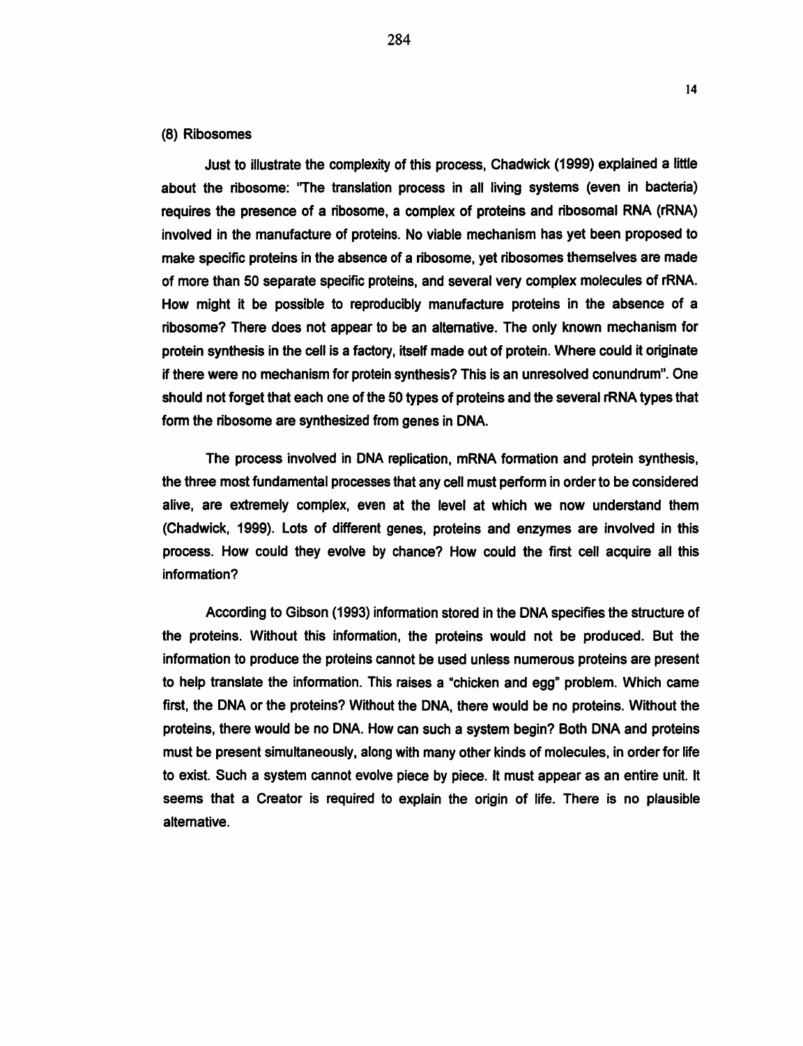(8) Ribosomes

Just to illustrate the complexity of this process, Chadwick (1999) explained a little about the ribosome: "The translation process in all living systems (even in bacteria) requires the presence of a ribosome, a complex of proteins and ribosomal RNA (rRNA) involved in the manufacture of proteins. No viable mechanism has yet been proposed to make specific proteins in the absence of a ribosome, yet ribosomes themselves are made of more than 50 separate specific proteins, and several very complex molecules of rRNA. How might it be possible to reproducibly manufacture proteins in the absence of a ribosome? There does not appear to be an alternative. The only known mechanism for protein synthesis in the cell is a factory, itself made out of protein. Where could it originate if there were no mechanism for protein synthesis? This is an unresolved conundrum". One should not forget that each one of the 50 types of proteins and the several rRNA types that form the ribosome are synthesized from genes in DNA.

The process involved in DNA replication, mRNA formation and protein synthesis, the three most fundamental processes that any cell must perform in order to be considered alive, are extremely complex, even at the level at which we now understand them (Chadwick, 1999). Lots of different genes, proteins and enzymes are involved in this process. How could they evolve by chance? How could the first cell acquire all this information?

According to Gibson (1993) information stored in the DNA specifies the structure of the proteins. Without this information, the proteins would not be produced. But the information to produce the proteins cannot be used unless numerous proteins are present to help translate the information. This raises a "chicken and egg" problem. Which came first, the DNA or the proteins? Without the DNA, there would be no proteins. Without the proteins, there would be no DNA. How can such a system begin? Both DNA and proteins must be present simultaneously, along with many other kinds of molecules, in order for life to exist. Such a system cannot evolve piece by piece. It must appear as an entire unit. It seems that a Creator is required to explain the origin of life. There is no plausible alternative.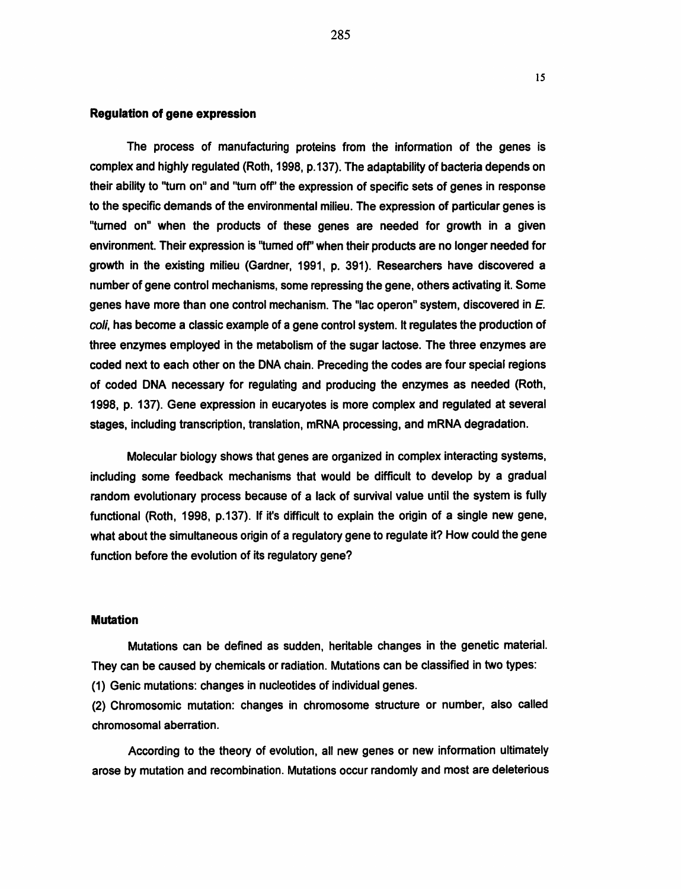### Regulation of gene expression

The process of manufacturing proteins from the information of the genes is complex and highly regulated (Roth, 1998, p.137). The adaptability of bacteria depends on their ability to "turn on" and "turn off" the expression of specific sets of genes in response to the specific demands of the environmental milieu. The expression of particular genes is "turned on" when the products of these genes are needed for growth in a given environment. Their expression is "turned off" when their products are no longer needed for growth in the existing milieu (Gardner, 1991, p. 391). Researchers have discovered a number of gene control mechanisms, some repressing the gene, others activating it. Some genes have more than one control mechanism. The "lac operon" system, discovered in *E. coli*, has become a classic example of a gene control system. It regulates the production of three enzymes employed in the metabolism of the sugar lactose. The three enzymes are coded next to each other on the DNA chain. Preceding the codes are four special regions of coded DNA necessary for regulating and producing the enzymes as needed (Roth, 1998, p. 137). Gene expression in eucaryotes is more complex and regulated at several stages, including transcription, translation, mRNA processing, and mRNA degradation.

Molecular biology shows that genes are organized in complex interacting systems, including some feedback mechanisms that would be difficult to develop by a gradual random evolutionary process because of a lack of survival value until the system is fully functional (Roth, 1998, p.137). If it's difficult to explain the origin of a single new gene, what about the simultaneous origin of a regulatory gene to regulate it? How could the gene function before the evolution of its regulatory gene?

### Mutation

Mutations can be defined as sudden, heritable changes in the genetic material. They can be caused by chemicals or radiation. Mutations can be classified in two types:

(1) Genic mutations: changes in nucleotides of individual genes.

(2) Chromosomic mutation: changes in chromosome structure or number, also called chromosomal aberration.

According to the theory of evolution, all new genes or new information ultimately arose by mutation and recombination. Mutations occur randomly and most are deleterious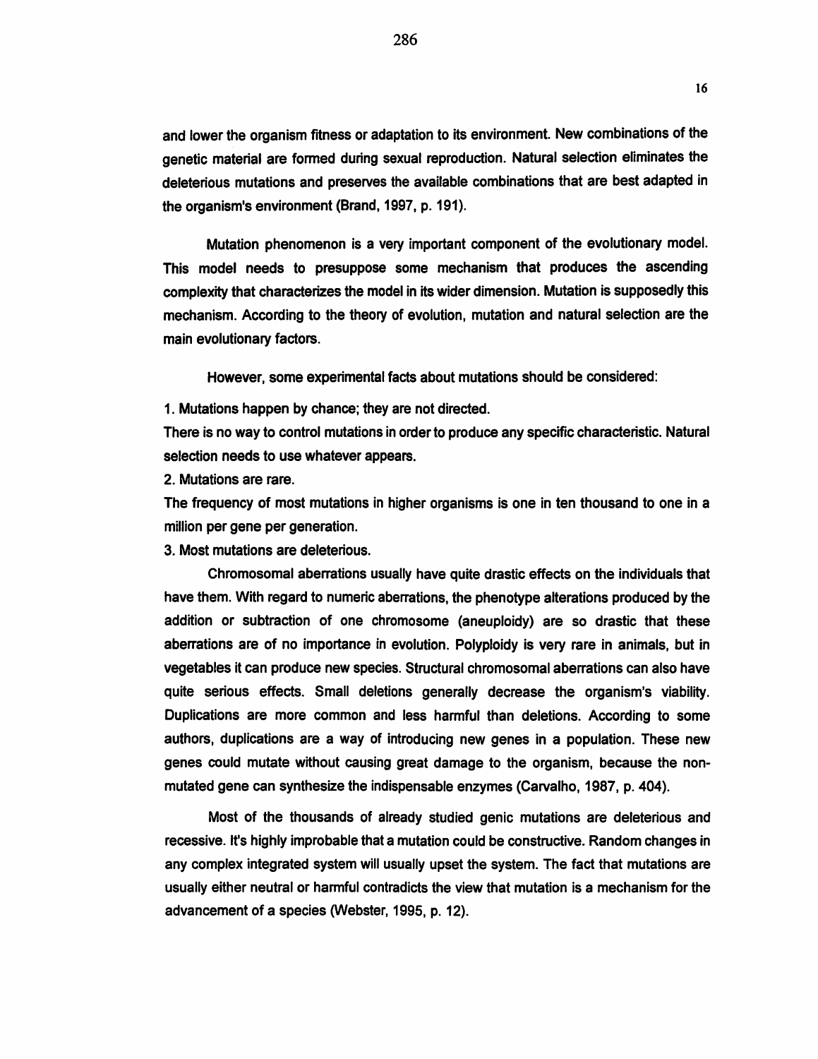and lower the organism fitness or adaptation to its environment. New combinations of the genetic material are formed during sexual reproduction. Natural selection eliminates the deleterious mutations and preserves the available combinations that are best adapted in the organism's environment (Brand, 1997, p. 191).

Mutation phenomenon is a very important component of the evolutionary model. This model needs to presuppose some mechanism that produces the ascending complexity that characterizes the model in its wider dimension. Mutation is supposedly this mechanism. According to the theory of evolution, mutation and natural selection are the main evolutionary factors.

However, some experimental facts about mutations should be considered:

1. Mutations happen by chance; they are not directed.

There is no way to control mutations in order to produce any specific characteristic. Natural selection needs to use whatever appears.

2. Mutations are rare.

The frequency of most mutations in higher organisms is one in ten thousand to one in a million per gene per generation.

3. Most mutations are deleterious.

Chromosomal aberrations usually have quite drastic effects on the individuals that have them. With regard to numeric aberrations, the phenotype alterations produced by the addition or subtraction of one chromosome (aneuploidy) are so drastic that these aberrations are of no importance in evolution. Polyploidy is very rare in animals, but in vegetables it can produce new species. Structural chromosomal aberrations can also have quite serious effects. Small deletions generally decrease the organism's viability. Duplications are more common and less harmful than deletions. According to some authors, duplications are a way of introducing new genes in a population. These new genes could mutate without causing great damage to the organism, because the non-mutated gene can synthesize the indispensable enzymes (Carvalho, 1987, p. 404).

Most of the thousands of already studied genic mutations are deleterious and recessive. It's highly improbable that a mutation could be constructive. Random changes in any complex integrated system will usually upset the system. The fact that mutations are usually either neutral or harmful contradicts the view that mutation is a mechanism for the advancement of a species (Webster, 1995, p. 12).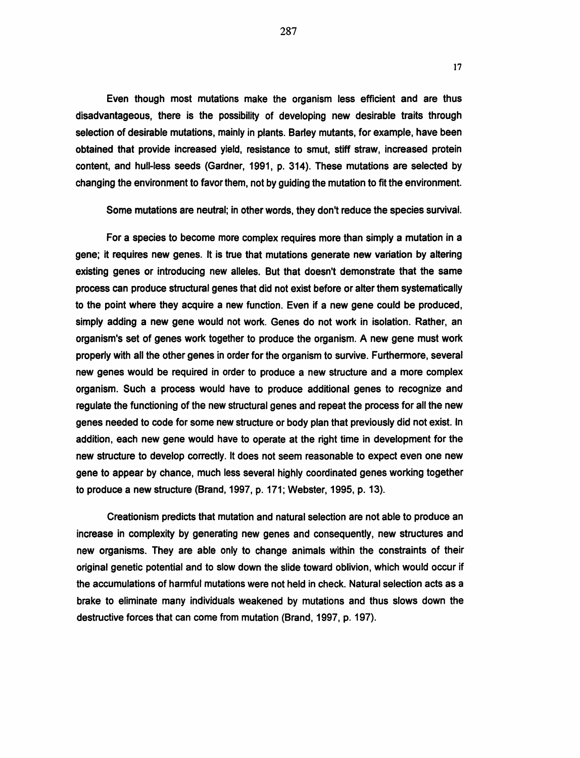Even though most mutations make the organism less efficient and are thus disadvantageous, there is the possibility of developing new desirable traits through selection of desirable mutations, mainly in plants. Barley mutants, for example, have been obtained that provide increased yield, resistance to smut, stiff straw, increased protein content, and hull-less seeds (Gardner, 1991, p. 314). These mutations are selected by changing the environment to favor them, not by guiding the mutation to fit the environment.

Some mutations are neutral; in other words, they don't reduce the species survival.

For a species to become more complex requires more than simply a mutation in a gene; it requires new genes. It is true that mutations generate new variation by altering existing genes or introducing new alleles. But that doesn't demonstrate that the same process can produce structural genes that did not exist before or alter them systematically to the point where they acquire a new function. Even if a new gene could be produced, simply adding a new gene would not work. Genes do not work in isolation. Rather, an organism's set of genes work together to produce the organism. A new gene must work properly with all the other genes in order for the organism to survive. Furthermore, several new genes would be required in order to produce a new structure and a more complex organism. Such a process would have to produce additional genes to recognize and regulate the functioning of the new structural genes and repeat the process for all the new genes needed to code for some new structure or body plan that previously did not exist. In addition, each new gene would have to operate at the right time in development for the new structure to develop correctly. It does not seem reasonable to expect even one new gene to appear by chance, much less several highly coordinated genes working together to produce a new structure (Brand, 1997, p. 171; Webster, 1995, p. 13).

Creationism predicts that mutation and natural selection are not able to produce an increase in complexity by generating new genes and consequently, new structures and new organisms. They are able only to change animals within the constraints of their original genetic potential and to slow down the slide toward oblivion, which would occur if the accumulations of harmful mutations were not held in check. Natural selection acts as a brake to eliminate many individuals weakened by mutations and thus slows down the destructive forces that can come from mutation (Brand, 1997, p. 197).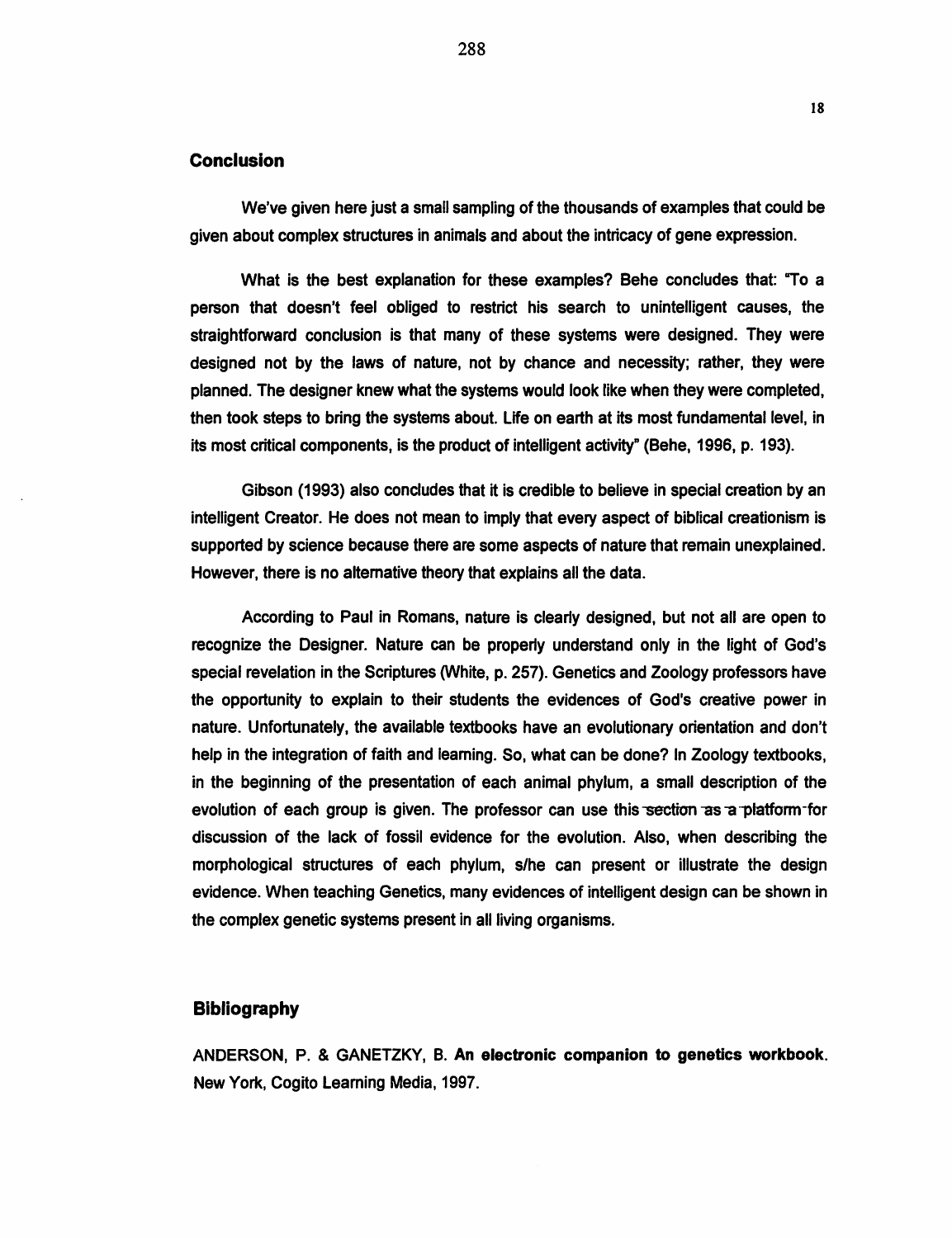## Conclusion

We've given here just a small sampling of the thousands of examples that could be given about complex structures in animals and about the intricacy of gene expression.

What is the best explanation for these examples? Behe concludes that: "To a person that doesn't feel obliged to restrict his search to unintelligent causes, the straightforward conclusion is that many of these systems were designed. They were designed not by the laws of nature, not by chance and necessity; rather, they were planned. The designer knew what the systems would look like when they were completed, then took steps to bring the systems about. Life on earth at its most fundamental level, in its most critical components, is the product of intelligent activity" (Behe, 1996, p. 193).

Gibson (1993) also concludes that it is credible to believe in special creation by an intelligent Creator. He does not mean to imply that every aspect of biblical creationism is supported by science because there are some aspects of nature that remain unexplained. However, there is no alternative theory that explains all the data.

According to Paul in Romans, nature is clearly designed, but not all are open to recognize the Designer. Nature can be properly understand only in the light of God's special revelation in the Scriptures (White, p. 257). Genetics and Zoology professors have the opportunity to explain to their students the evidences of God's creative power in nature. Unfortunately, the available textbooks have an evolutionary orientation and don't help in the integration of faith and learning. So, what can be done? In Zoology textbooks, in the beginning of the presentation of each animal phylum, a small description of the evolution of each group is given. The professor can use this section as a platform for discussion of the lack of fossil evidence for the evolution. Also, when describing the morphological structures of each phylum, s/he can present or illustrate the design evidence. When teaching Genetics, many evidences of intelligent design can be shown in the complex genetic systems present in all living organisms.

## Bibliography

ANDERSON, P. & GANETZKY, B. **An electronic companion to genetics workbook**. New York, Cogito Learning Media, 1997.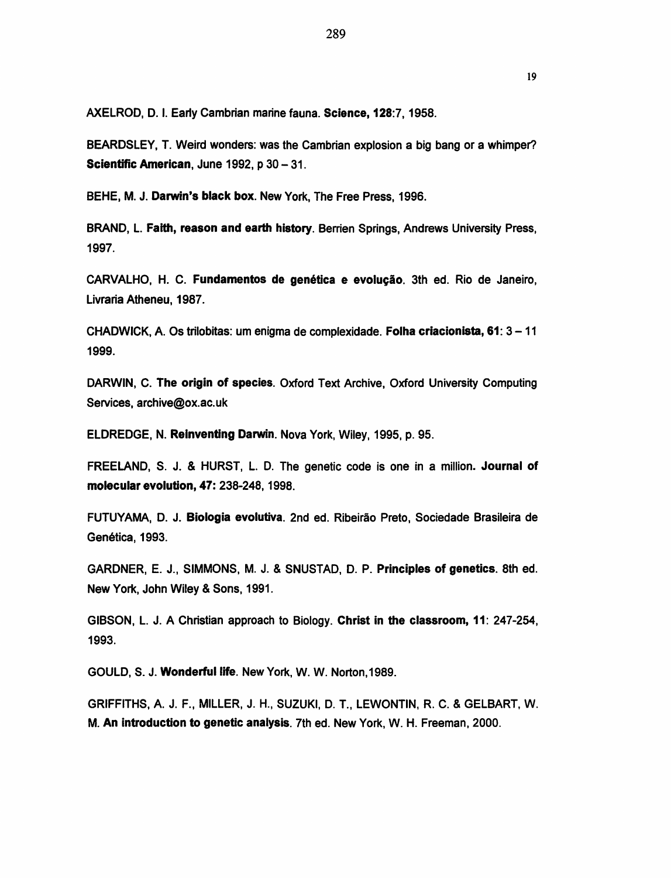AXELROD, D. I. Early Cambrian marine fauna. **Science, 128**:7, 1958.

BEARDSLEY, T. Weird wonders: was the Cambrian explosion a big bang or a whimper? **Scientific American**, June 1992, p 30 – 31.

BEHE, M. J. **Darwin's black box**. New York, The Free Press, 1996.

BRAND, L. **Faith, reason and earth history**. Berrien Springs, Andrews University Press, 1997.

CARVALHO, H. C. **Fundamentos de genética e evolução**. 3th ed. Rio de Janeiro, Livraria Atheneu, 1987.

CHADWICK, A. Os trilobitas: um enigma de complexidade. **Folha criacionista, 61**: 3 – 11 1999.

DARWIN, C. **The origin of species**. Oxford Text Archive, Oxford University Computing Services, archive@ox.ac.uk

ELDREDGE, N. **Reinventing Darwin**. Nova York, Wiley, 1995, p. 95.

FREELAND, S. J. & HURST, L. D. The genetic code is one in a million. **Journal of molecular evolution, 47:** 238-248, 1998.

FUTUYAMA, D. J. **Biologia evolutiva**. 2nd ed. Ribeirão Preto, Sociedade Brasileira de Genética, 1993.

GARDNER, E. J., SIMMONS, M. J. & SNUSTAD, D. P. **Principles of genetics**. 8th ed. New York, John Wiley & Sons, 1991.

GIBSON, L. J. A Christian approach to Biology. **Christ in the classroom, 11**: 247-254, 1993.

GOULD, S. J. **Wonderful life**. New York, W. W. Norton,1989.

GRIFFITHS, A. J. F., MILLER, J. H., SUZUKI, D. T., LEWONTIN, R. C. & GELBART, W. M. **An introduction to genetic analysis**. 7th ed. New York, W. H. Freeman, 2000.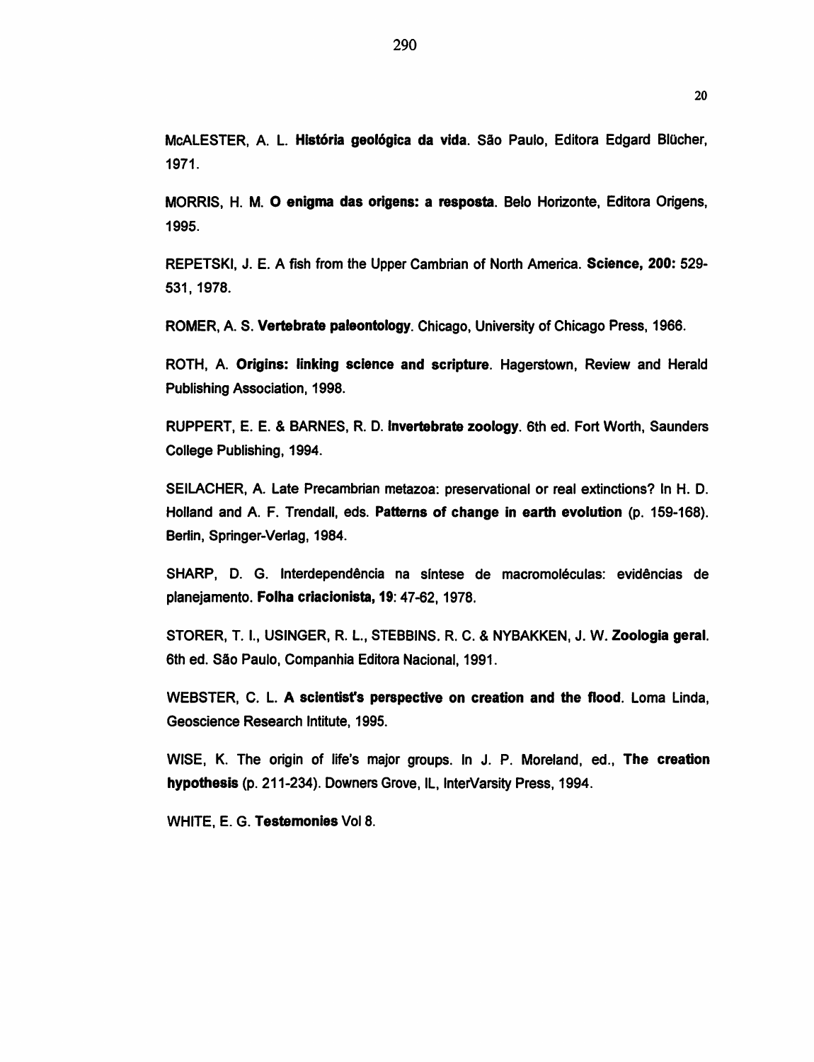McALESTER, A. L. **História geológica da vida**. São Paulo, Editora Edgard Blücher, 1971.

MORRIS, H. M. **O enigma das origens: a resposta**. Belo Horizonte, Editora Origens, 1995.

REPETSKI, J. E. A fish from the Upper Cambrian of North America. **Science, 200:** 529-531, 1978.

ROMER, A. S. **Vertebrate paleontology**. Chicago, University of Chicago Press, 1966.

ROTH, A. **Origins: linking science and scripture**. Hagerstown, Review and Herald Publishing Association, 1998.

RUPPERT, E. E. & BARNES, R. D. **Invertebrate zoology**. 6th ed. Fort Worth, Saunders College Publishing, 1994.

SEILACHER, A. Late Precambrian metazoa: preservational or real extinctions? In H. D. Holland and A. F. Trendall, eds. **Patterns of change in earth evolution** (p. 159-168). Berlin, Springer-Verlag, 1984.

SHARP, D. G. Interdependência na síntese de macromoléculas: evidências de planejamento. **Folha criacionista, 19**: 47-62, 1978.

STORER, T. I., USINGER, R. L., STEBBINS. R. C. & NYBAKKEN, J. W. **Zoologia geral**. 6th ed. São Paulo, Companhia Editora Nacional, 1991.

WEBSTER, C. L. **A scientist's perspective on creation and the flood**. Loma Linda, Geoscience Research Intitute, 1995.

WISE, K. The origin of life's major groups. In J. P. Moreland, ed., **The creation hypothesis** (p. 211-234). Downers Grove, IL, InterVarsity Press, 1994.

WHITE, E. G. **Testemonies** Vol 8.